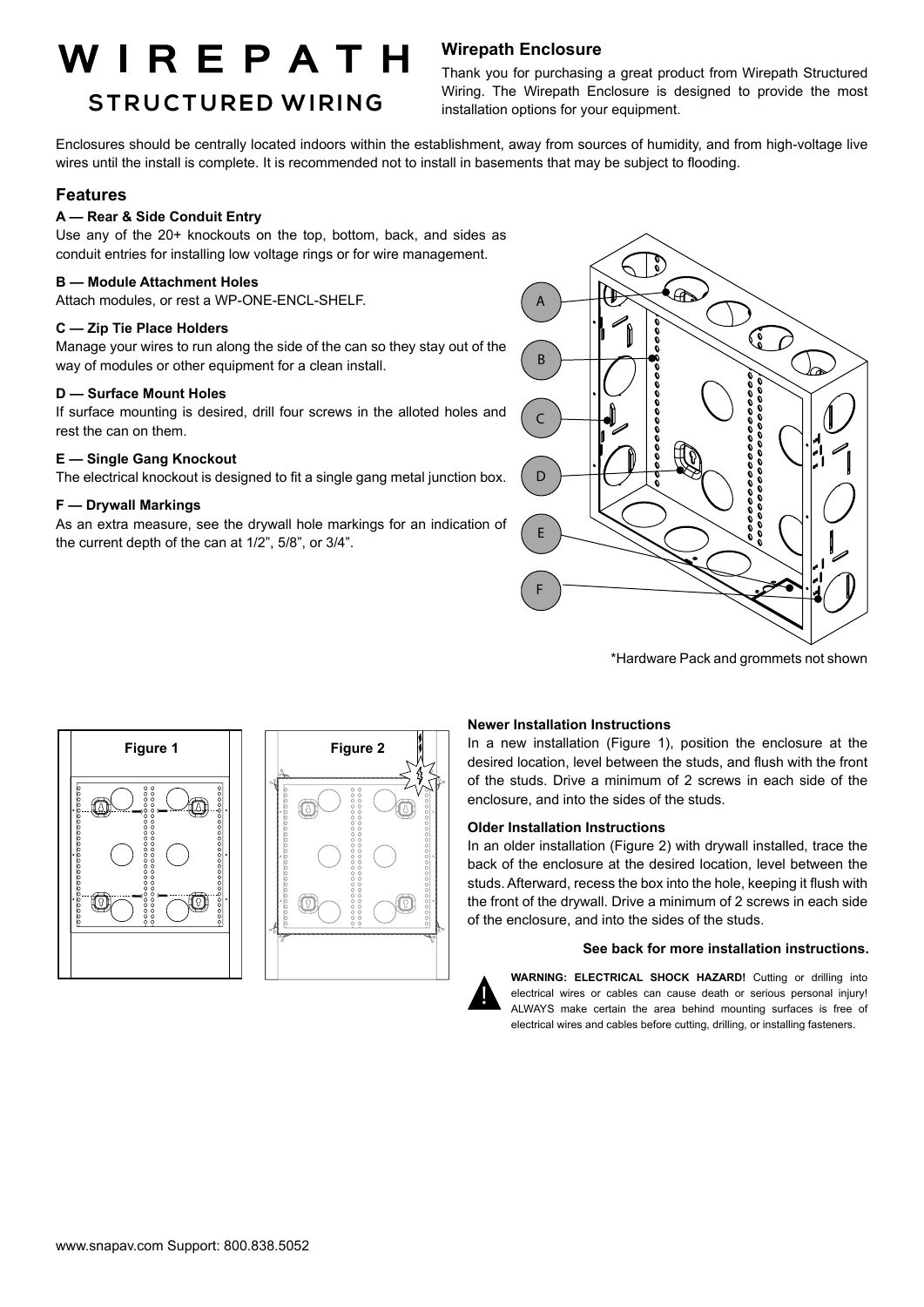# WIREPATH

## STRUCTURED WIRING

## Wirepath Enclosure

Thank you for purchasing a great product from Wirepath Structured Wiring. The Wirepath Enclosure is designed to provide the most installation options for your equipment.

Enclosures should be centrally located indoors within the establishment, away from sources of humidity, and from high-voltage live wires until the install is complete. It is recommended not to install in basements that may be subject to flooding.

## Features

**A — Rear & Side Conduit Entry**
Use any of the 20+ knockouts on the top, bottom, back, and sides as conduit entries for installing low voltage rings or for wire management.

**B — Module Attachment Holes**
Attach modules, or rest a WP-ONE-ENCL-SHELF.

**C — Zip Tie Place Holders**
Manage your wires to run along the side of the can so they stay out of the way of modules or other equipment for a clean install.

**D — Surface Mount Holes**
If surface mounting is desired, drill four screws in the alloted holes and rest the can on them.

**E — Single Gang Knockout**
The electrical knockout is designed to fit a single gang metal junction box.

**F — Drywall Markings**
As an extra measure, see the drywall hole markings for an indication of the current depth of the can at 1/2”, 5/8”, or 3/4”.

*Hardware Pack and grommets not shown

Figure 1

Figure 2

**Newer Installation Instructions**
In a new installation (Figure 1), position the enclosure at the desired location, level between the studs, and flush with the front of the studs. Drive a minimum of 2 screws in each side of the enclosure, and into the sides of the studs.

**Older Installation Instructions**
In an older installation (Figure 2) with drywall installed, trace the back of the enclosure at the desired location, level between the studs. Afterward, recess the box into the hole, keeping it flush with the front of the drywall. Drive a minimum of 2 screws in each side of the enclosure, and into the sides of the studs.

**See back for more installation instructions.**

**WARNING: ELECTRICAL SHOCK HAZARD!** Cutting or drilling into electrical wires or cables can cause death or serious personal injury! ALWAYS make certain the area behind mounting surfaces is free of electrical wires and cables before cutting, drilling, or installing fasteners.

www.snapav.com Support: 800.838.5052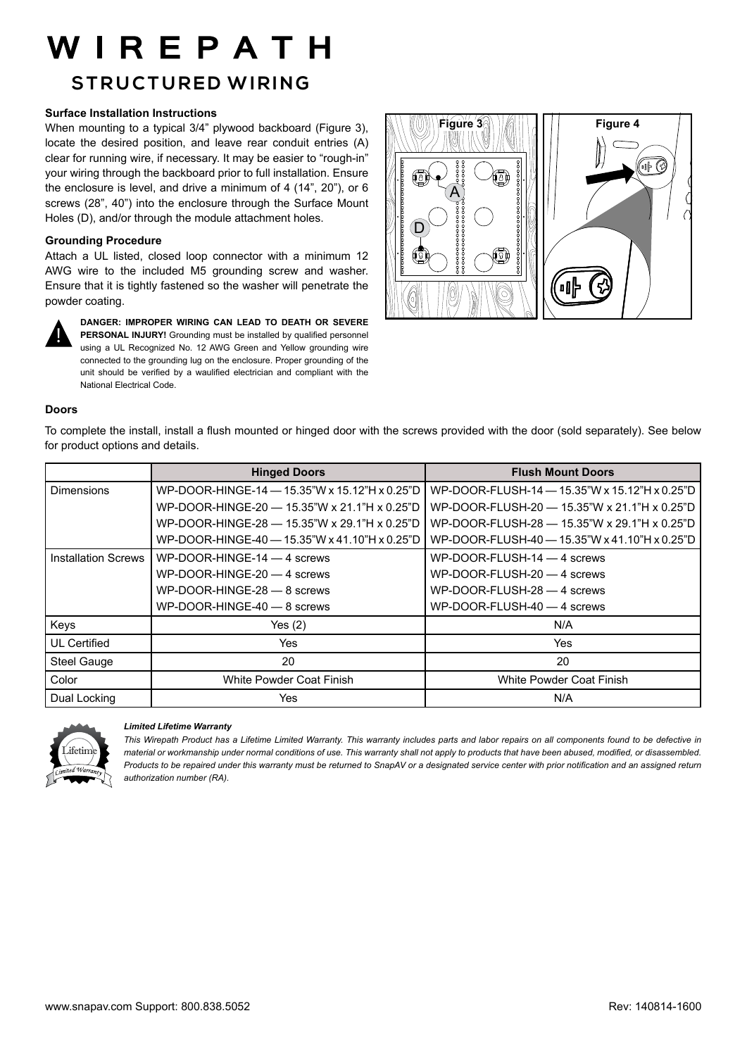# WIREPATH

## STRUCTURED WIRING

**Surface Installation Instructions**

When mounting to a typical 3/4" plywood backboard (Figure 3), locate the desired position, and leave rear conduit entries (A) clear for running wire, if necessary. It may be easier to "rough-in" your wiring through the backboard prior to full installation. Ensure the enclosure is level, and drive a minimum of 4 (14", 20"), or 6 screws (28", 40") into the enclosure through the Surface Mount Holes (D), and/or through the module attachment holes.

**Grounding Procedure**

Attach a UL listed, closed loop connector with a minimum 12 AWG wire to the included M5 grounding screw and washer. Ensure that it is tightly fastened so the washer will penetrate the powder coating.

**DANGER: IMPROPER WIRING CAN LEAD TO DEATH OR SEVERE PERSONAL INJURY!** Grounding must be installed by qualified personnel using a UL Recognized No. 12 AWG Green and Yellow grounding wire connected to the grounding lug on the enclosure. Proper grounding of the unit should be verified by a waulified electrician and compliant with the National Electrical Code.

Figure 3

A

D

Figure 4

**Doors**

To complete the install, install a flush mounted or hinged door with the screws provided with the door (sold separately). See below for product options and details.

| | Hinged Doors | Flush Mount Doors |
|---|---|---|
| Dimensions | WP-DOOR-HINGE-14 — 15.35"W x 15.12"H x 0.25"D<br>WP-DOOR-HINGE-20 — 15.35"W x 21.1"H x 0.25"D<br>WP-DOOR-HINGE-28 — 15.35"W x 29.1"H x 0.25"D<br>WP-DOOR-HINGE-40 — 15.35"W x 41.10"H x 0.25"D | WP-DOOR-FLUSH-14 — 15.35"W x 15.12"H x 0.25"D<br>WP-DOOR-FLUSH-20 — 15.35"W x 21.1"H x 0.25"D<br>WP-DOOR-FLUSH-28 — 15.35"W x 29.1"H x 0.25"D<br>WP-DOOR-FLUSH-40 — 15.35"W x 41.10"H x 0.25"D |
| Installation Screws | WP-DOOR-HINGE-14 — 4 screws<br>WP-DOOR-HINGE-20 — 4 screws<br>WP-DOOR-HINGE-28 — 8 screws<br>WP-DOOR-HINGE-40 — 8 screws | WP-DOOR-FLUSH-14 — 4 screws<br>WP-DOOR-FLUSH-20 — 4 screws<br>WP-DOOR-FLUSH-28 — 4 screws<br>WP-DOOR-FLUSH-40 — 4 screws |
| Keys | Yes (2) | N/A |
| UL Certified | Yes | Yes |
| Steel Gauge | 20 | 20 |
| Color | White Powder Coat Finish | White Powder Coat Finish |
| Dual Locking | Yes | N/A |

Lifetime
Limited Warranty

***Limited Lifetime Warranty***

*This Wirepath Product has a Lifetime Limited Warranty. This warranty includes parts and labor repairs on all components found to be defective in material or workmanship under normal conditions of use. This warranty shall not apply to products that have been abused, modified, or disassembled. Products to be repaired under this warranty must be returned to SnapAV or a designated service center with prior notification and an assigned return authorization number (RA).*

www.snapav.com Support: 800.838.5052

Rev: 140814-1600